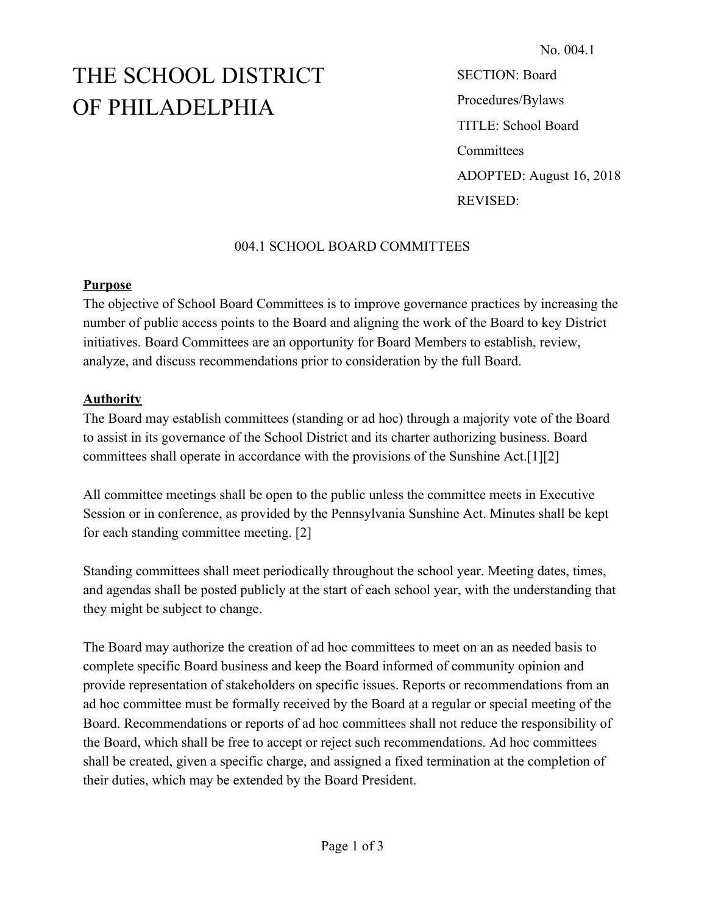No. 004.1

# THE SCHOOL DISTRICT OF PHILADELPHIA

SECTION: Board Procedures/Bylaws
TITLE: School Board Committees
ADOPTED: August 16, 2018
REVISED:

## 004.1 SCHOOL BOARD COMMITTEES

### Purpose

The objective of School Board Committees is to improve governance practices by increasing the number of public access points to the Board and aligning the work of the Board to key District initiatives. Board Committees are an opportunity for Board Members to establish, review, analyze, and discuss recommendations prior to consideration by the full Board.

### Authority

The Board may establish committees (standing or ad hoc) through a majority vote of the Board to assist in its governance of the School District and its charter authorizing business. Board committees shall operate in accordance with the provisions of the Sunshine Act.[1][2]

All committee meetings shall be open to the public unless the committee meets in Executive Session or in conference, as provided by the Pennsylvania Sunshine Act. Minutes shall be kept for each standing committee meeting. [2]

Standing committees shall meet periodically throughout the school year. Meeting dates, times, and agendas shall be posted publicly at the start of each school year, with the understanding that they might be subject to change.

The Board may authorize the creation of ad hoc committees to meet on an as needed basis to complete specific Board business and keep the Board informed of community opinion and provide representation of stakeholders on specific issues. Reports or recommendations from an ad hoc committee must be formally received by the Board at a regular or special meeting of the Board. Recommendations or reports of ad hoc committees shall not reduce the responsibility of the Board, which shall be free to accept or reject such recommendations. Ad hoc committees shall be created, given a specific charge, and assigned a fixed termination at the completion of their duties, which may be extended by the Board President.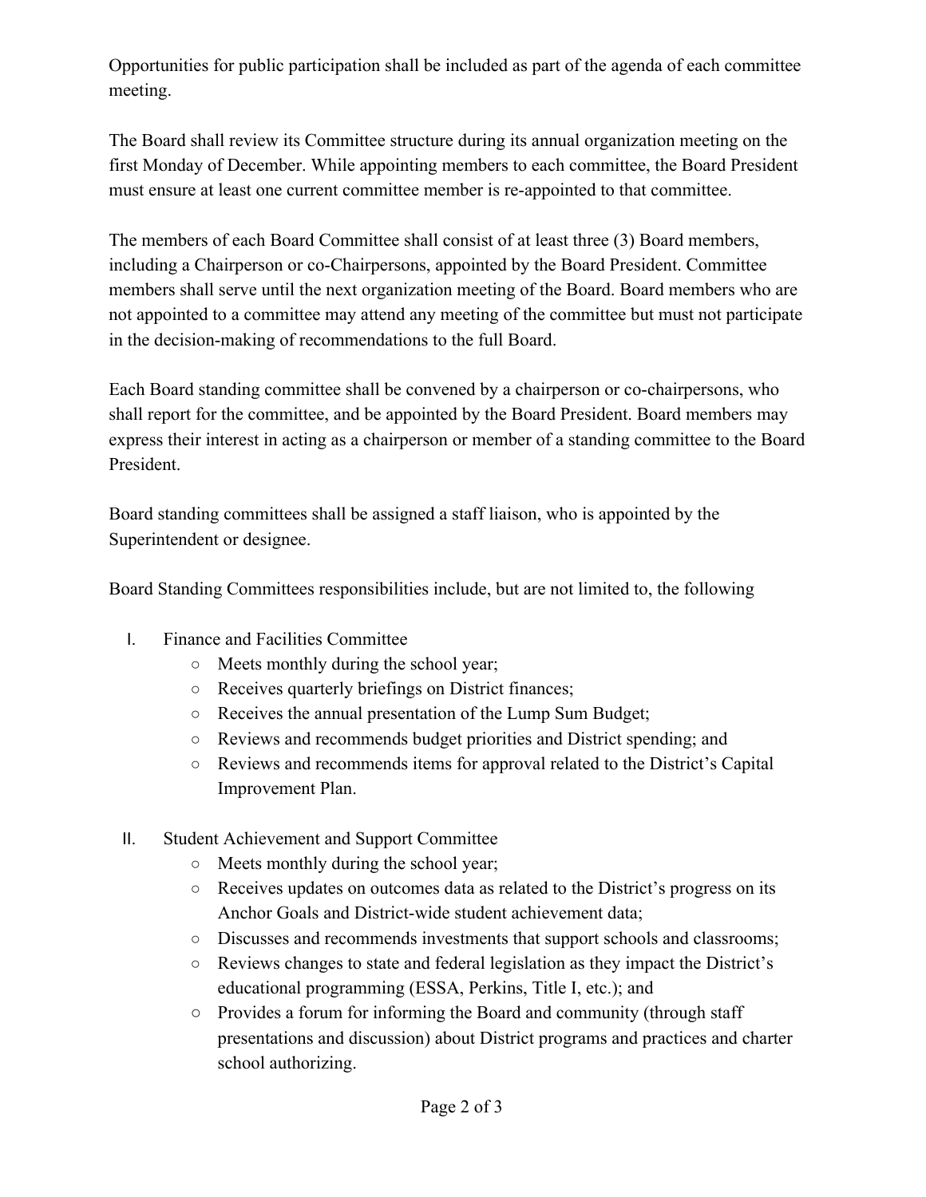Opportunities for public participation shall be included as part of the agenda of each committee meeting.

The Board shall review its Committee structure during its annual organization meeting on the first Monday of December. While appointing members to each committee, the Board President must ensure at least one current committee member is re-appointed to that committee.

The members of each Board Committee shall consist of at least three (3) Board members, including a Chairperson or co-Chairpersons, appointed by the Board President. Committee members shall serve until the next organization meeting of the Board. Board members who are not appointed to a committee may attend any meeting of the committee but must not participate in the decision-making of recommendations to the full Board.

Each Board standing committee shall be convened by a chairperson or co-chairpersons, who shall report for the committee, and be appointed by the Board President. Board members may express their interest in acting as a chairperson or member of a standing committee to the Board President.

Board standing committees shall be assigned a staff liaison, who is appointed by the Superintendent or designee.

Board Standing Committees responsibilities include, but are not limited to, the following

I. Finance and Facilities Committee
   - Meets monthly during the school year;
   - Receives quarterly briefings on District finances;
   - Receives the annual presentation of the Lump Sum Budget;
   - Reviews and recommends budget priorities and District spending; and
   - Reviews and recommends items for approval related to the District's Capital Improvement Plan.

II. Student Achievement and Support Committee
   - Meets monthly during the school year;
   - Receives updates on outcomes data as related to the District's progress on its Anchor Goals and District-wide student achievement data;
   - Discusses and recommends investments that support schools and classrooms;
   - Reviews changes to state and federal legislation as they impact the District's educational programming (ESSA, Perkins, Title I, etc.); and
   - Provides a forum for informing the Board and community (through staff presentations and discussion) about District programs and practices and charter school authorizing.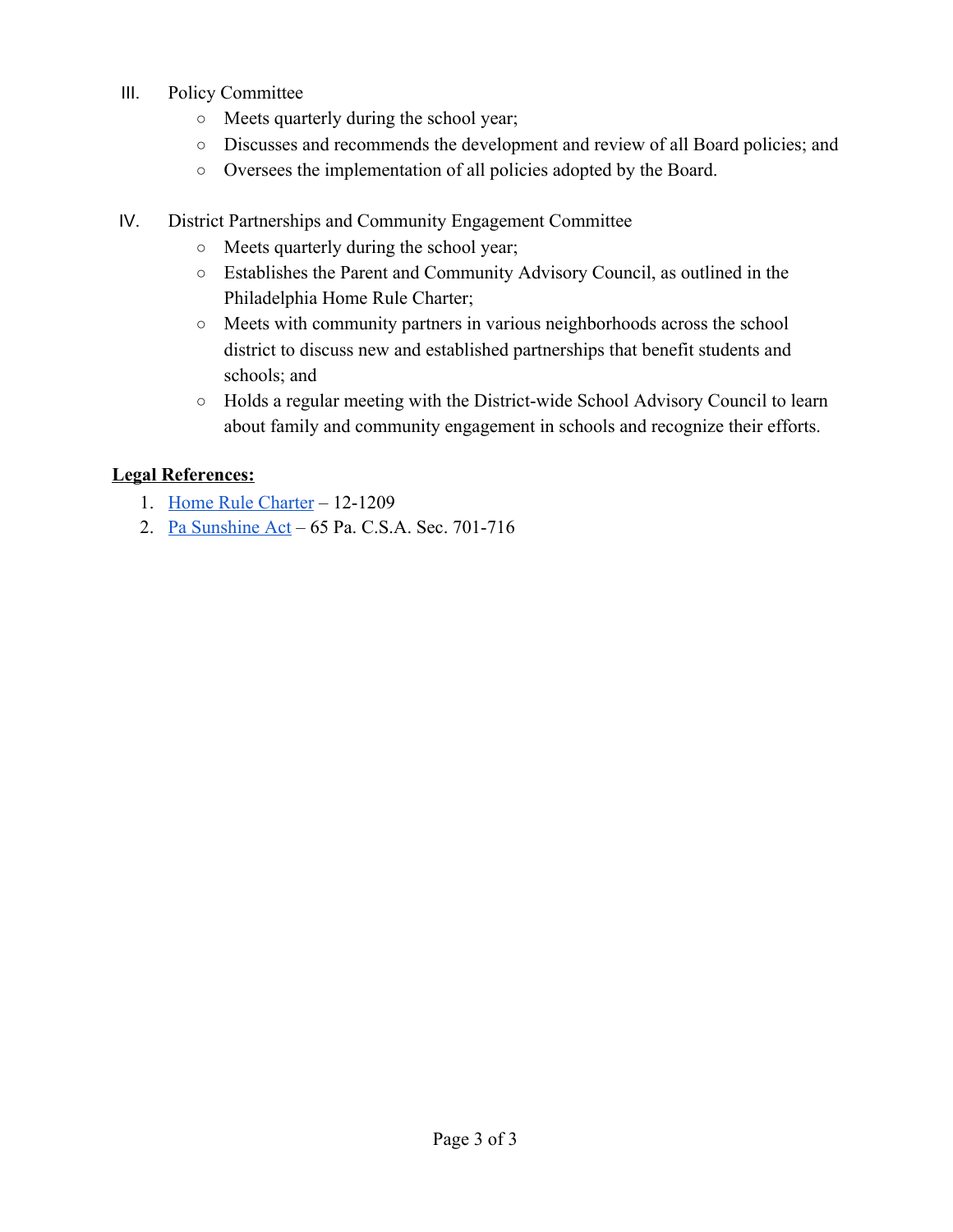III. Policy Committee
   - Meets quarterly during the school year;
   - Discusses and recommends the development and review of all Board policies; and
   - Oversees the implementation of all policies adopted by the Board.

IV. District Partnerships and Community Engagement Committee
   - Meets quarterly during the school year;
   - Establishes the Parent and Community Advisory Council, as outlined in the Philadelphia Home Rule Charter;
   - Meets with community partners in various neighborhoods across the school district to discuss new and established partnerships that benefit students and schools; and
   - Holds a regular meeting with the District-wide School Advisory Council to learn about family and community engagement in schools and recognize their efforts.

**Legal References:**

1. Home Rule Charter – 12-1209
2. Pa Sunshine Act – 65 Pa. C.S.A. Sec. 701-716